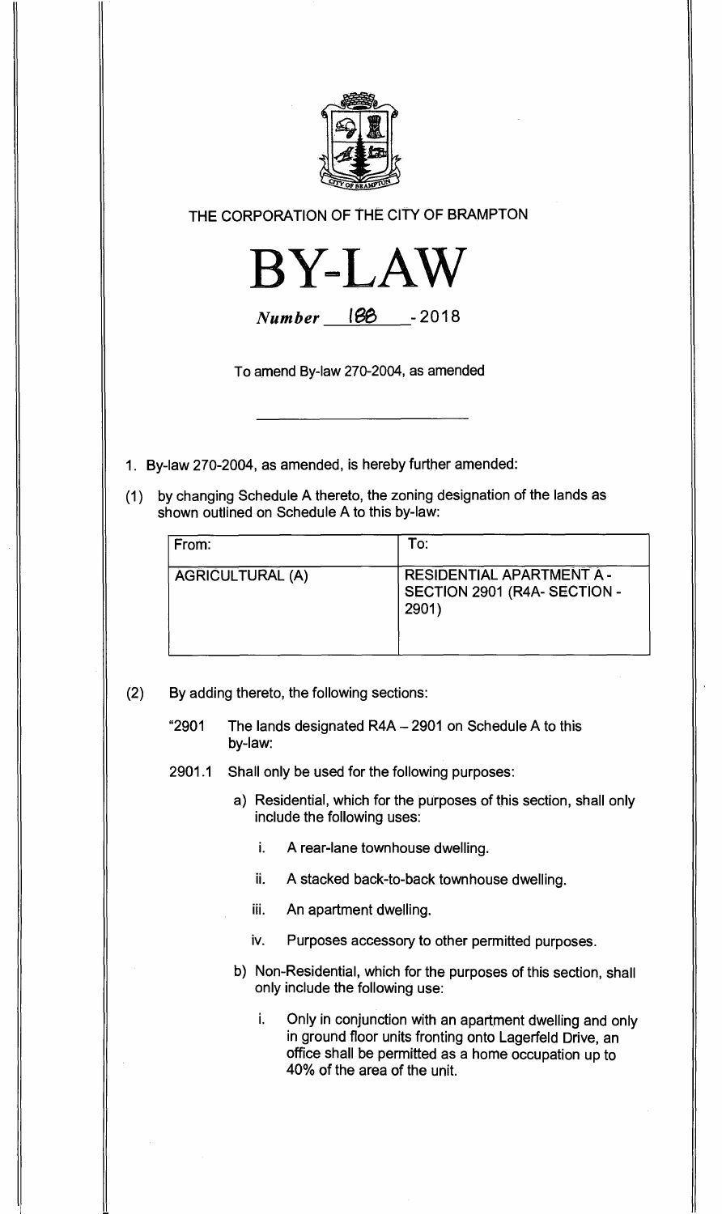THE CORPORATION OF THE CITY OF BRAMPTON

# BY-LAW

*Number* 188 - 2018

To amend By-law 270-2004, as amended

---

1. By-law 270-2004, as amended, is hereby further amended:

(1) by changing Schedule A thereto, the zoning designation of the lands as shown outlined on Schedule A to this by-law:

| From: | To: |
|---|---|
| AGRICULTURAL (A) | RESIDENTIAL APARTMENT A - SECTION 2901 (R4A- SECTION - 2901) |

(2) By adding thereto, the following sections:

"2901 The lands designated R4A – 2901 on Schedule A to this by-law:

2901.1 Shall only be used for the following purposes:

a) Residential, which for the purposes of this section, shall only include the following uses:

   i. A rear-lane townhouse dwelling.

   ii. A stacked back-to-back townhouse dwelling.

   iii. An apartment dwelling.

   iv. Purposes accessory to other permitted purposes.

b) Non-Residential, which for the purposes of this section, shall only include the following use:

   i. Only in conjunction with an apartment dwelling and only in ground floor units fronting onto Lagerfeld Drive, an office shall be permitted as a home occupation up to 40% of the area of the unit.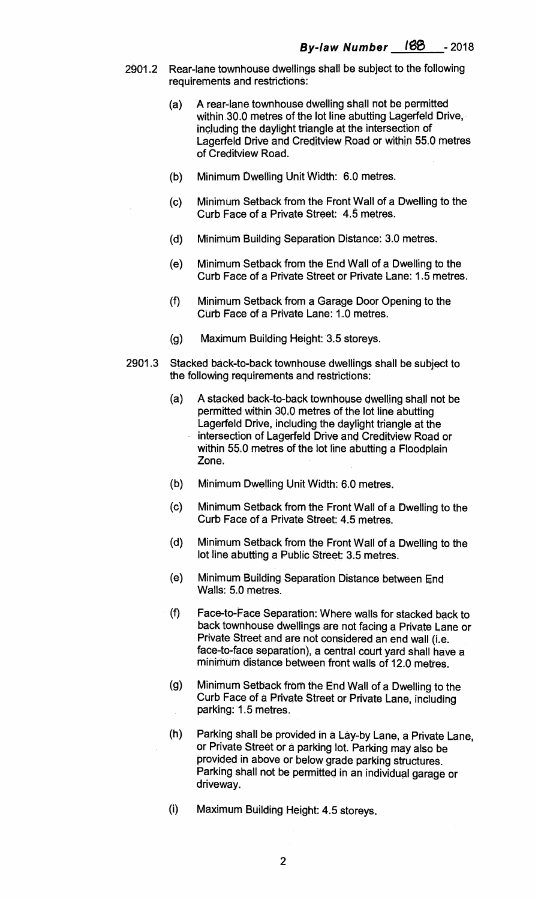2901.2 Rear-lane townhouse dwellings shall be subject to the following requirements and restrictions:

(a) A rear-lane townhouse dwelling shall not be permitted within 30.0 metres of the lot line abutting Lagerfeld Drive, including the daylight triangle at the intersection of Lagerfeld Drive and Creditview Road or within 55.0 metres of Creditview Road.

(b) Minimum Dwelling Unit Width: 6.0 metres.

(c) Minimum Setback from the Front Wall of a Dwelling to the Curb Face of a Private Street: 4.5 metres.

(d) Minimum Building Separation Distance: 3.0 metres.

(e) Minimum Setback from the End Wall of a Dwelling to the Curb Face of a Private Street or Private Lane: 1.5 metres.

(f) Minimum Setback from a Garage Door Opening to the Curb Face of a Private Lane: 1.0 metres.

(g) Maximum Building Height: 3.5 storeys.

2901.3 Stacked back-to-back townhouse dwellings shall be subject to the following requirements and restrictions:

(a) A stacked back-to-back townhouse dwelling shall not be permitted within 30.0 metres of the lot line abutting Lagerfeld Drive, including the daylight triangle at the intersection of Lagerfeld Drive and Creditview Road or within 55.0 metres of the lot line abutting a Floodplain Zone.

(b) Minimum Dwelling Unit Width: 6.0 metres.

(c) Minimum Setback from the Front Wall of a Dwelling to the Curb Face of a Private Street: 4.5 metres.

(d) Minimum Setback from the Front Wall of a Dwelling to the lot line abutting a Public Street: 3.5 metres.

(e) Minimum Building Separation Distance between End Walls: 5.0 metres.

(f) Face-to-Face Separation: Where walls for stacked back to back townhouse dwellings are not facing a Private Lane or Private Street and are not considered an end wall (i.e. face-to-face separation), a central court yard shall have a minimum distance between front walls of 12.0 metres.

(g) Minimum Setback from the End Wall of a Dwelling to the Curb Face of a Private Street or Private Lane, including parking: 1.5 metres.

(h) Parking shall be provided in a Lay-by Lane, a Private Lane, or Private Street or a parking lot. Parking may also be provided in above or below grade parking structures. Parking shall not be permitted in an individual garage or driveway.

(i) Maximum Building Height: 4.5 storeys.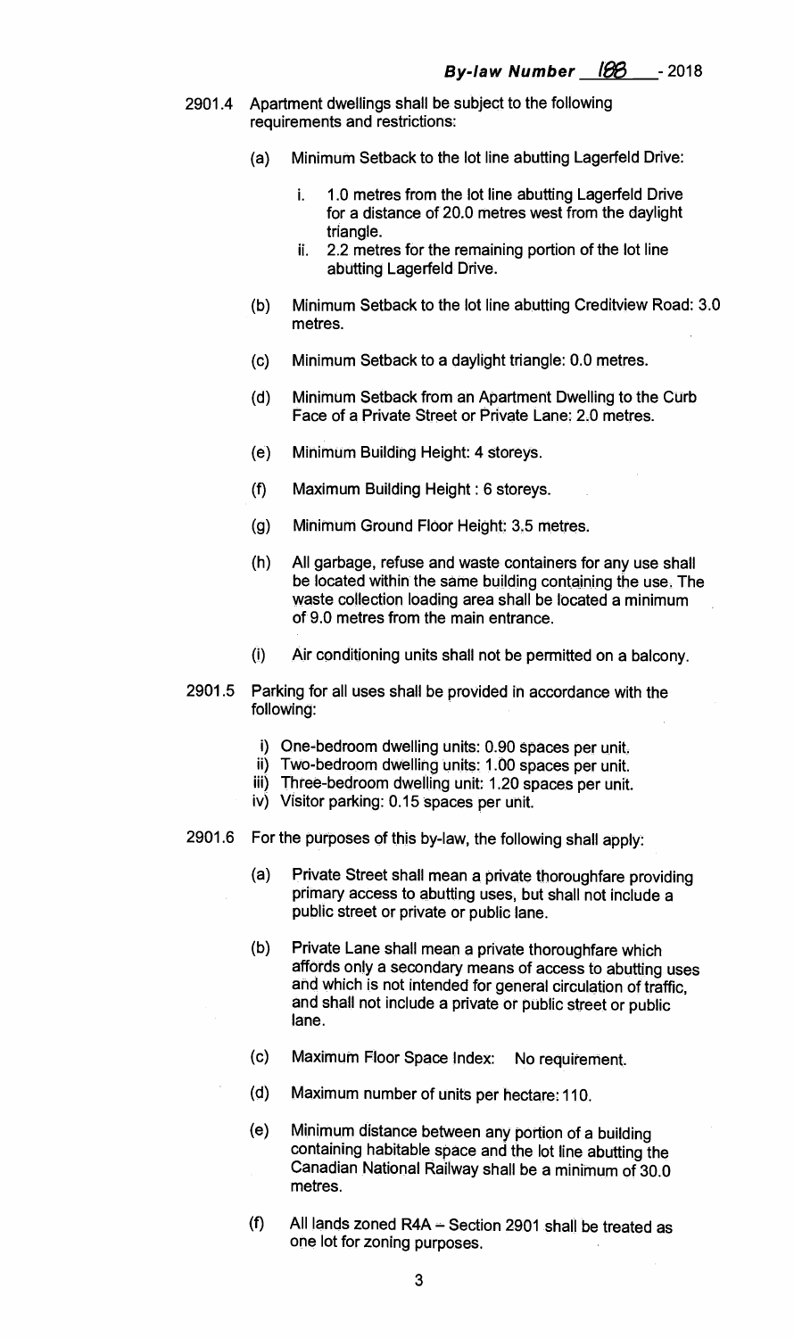2901.4 Apartment dwellings shall be subject to the following requirements and restrictions:

- (a) Minimum Setback to the lot line abutting Lagerfeld Drive:
  - i. 1.0 metres from the lot line abutting Lagerfeld Drive for a distance of 20.0 metres west from the daylight triangle.
  - ii. 2.2 metres for the remaining portion of the lot line abutting Lagerfeld Drive.
- (b) Minimum Setback to the lot line abutting Creditview Road: 3.0 metres.
- (c) Minimum Setback to a daylight triangle: 0.0 metres.
- (d) Minimum Setback from an Apartment Dwelling to the Curb Face of a Private Street or Private Lane: 2.0 metres.
- (e) Minimum Building Height: 4 storeys.
- (f) Maximum Building Height : 6 storeys.
- (g) Minimum Ground Floor Height: 3.5 metres.
- (h) All garbage, refuse and waste containers for any use shall be located within the same building containing the use. The waste collection loading area shall be located a minimum of 9.0 metres from the main entrance.
- (i) Air conditioning units shall not be permitted on a balcony.

2901.5 Parking for all uses shall be provided in accordance with the following:

- i) One-bedroom dwelling units: 0.90 spaces per unit.
- ii) Two-bedroom dwelling units: 1.00 spaces per unit.
- iii) Three-bedroom dwelling unit: 1.20 spaces per unit.
- iv) Visitor parking: 0.15 spaces per unit.

2901.6 For the purposes of this by-law, the following shall apply:

- (a) Private Street shall mean a private thoroughfare providing primary access to abutting uses, but shall not include a public street or private or public lane.
- (b) Private Lane shall mean a private thoroughfare which affords only a secondary means of access to abutting uses and which is not intended for general circulation of traffic, and shall not include a private or public street or public lane.
- (c) Maximum Floor Space Index: No requirement.
- (d) Maximum number of units per hectare: 110.
- (e) Minimum distance between any portion of a building containing habitable space and the lot line abutting the Canadian National Railway shall be a minimum of 30.0 metres.
- (f) All lands zoned R4A – Section 2901 shall be treated as one lot for zoning purposes.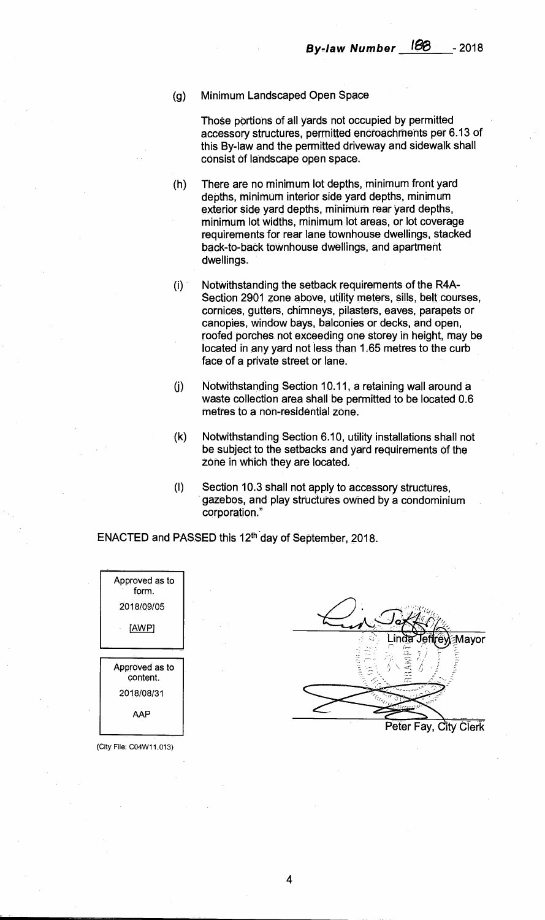**By-law Number 188 - 2018**

(g) Minimum Landscaped Open Space

Those portions of all yards not occupied by permitted accessory structures, permitted encroachments per 6.13 of this By-law and the permitted driveway and sidewalk shall consist of landscape open space.

(h) There are no minimum lot depths, minimum front yard depths, minimum interior side yard depths, minimum exterior side yard depths, minimum rear yard depths, minimum lot widths, minimum lot areas, or lot coverage requirements for rear lane townhouse dwellings, stacked back-to-back townhouse dwellings, and apartment dwellings.

(i) Notwithstanding the setback requirements of the R4A-Section 2901 zone above, utility meters, sills, belt courses, cornices, gutters, chimneys, pilasters, eaves, parapets or canopies, window bays, balconies or decks, and open, roofed porches not exceeding one storey in height, may be located in any yard not less than 1.65 metres to the curb face of a private street or lane.

(j) Notwithstanding Section 10.11, a retaining wall around a waste collection area shall be permitted to be located 0.6 metres to a non-residential zone.

(k) Notwithstanding Section 6.10, utility installations shall not be subject to the setbacks and yard requirements of the zone in which they are located.

(l) Section 10.3 shall not apply to accessory structures, gazebos, and play structures owned by a condominium corporation."

ENACTED and PASSED this 12th day of September, 2018.

| Approved as to form. |
|---|
| 2018/09/05 |
| [AWP] |

| Approved as to content. |
|---|
| 2018/08/31 |
| AAP |

(City File: C04W11.013)

Linda Jeffrey, Mayor

Peter Fay, City Clerk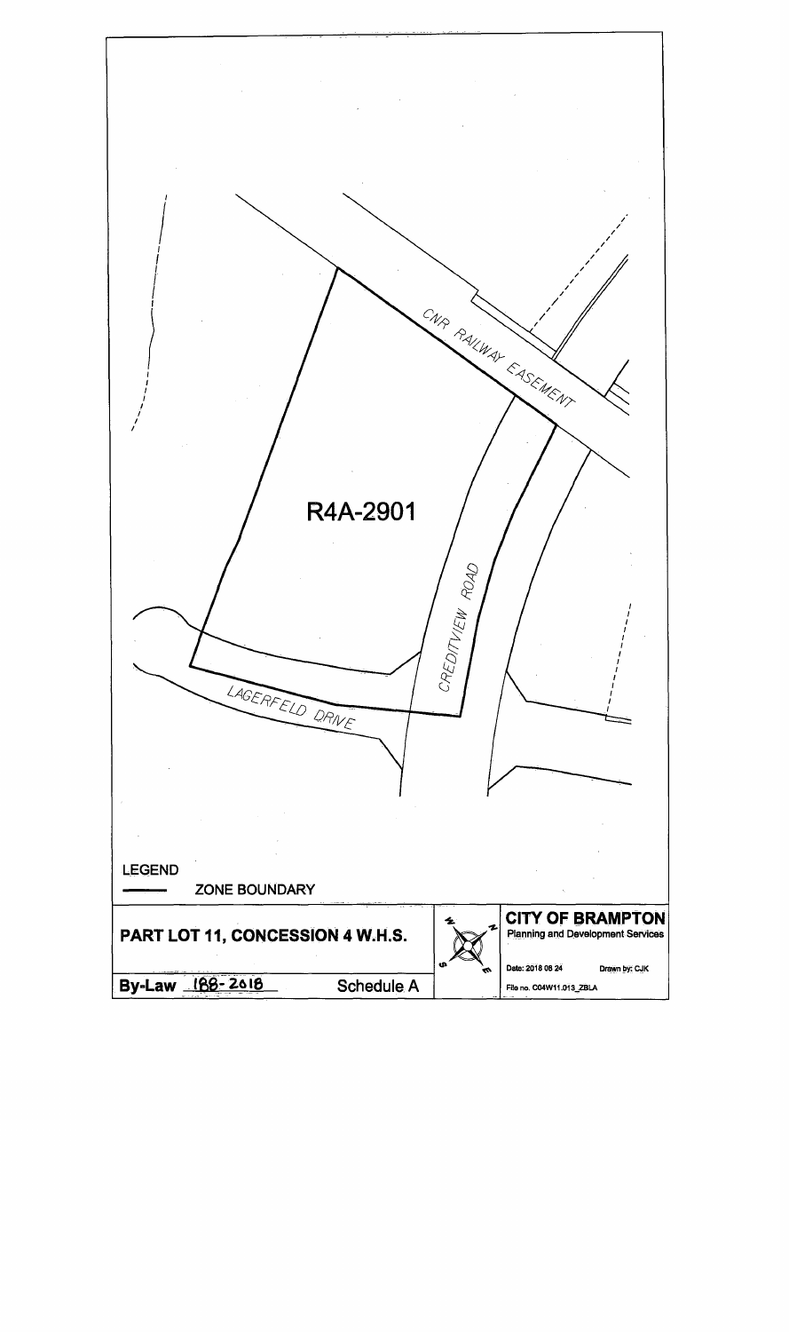CNR RAILWAY EASEMENT

R4A-2901

CREDITVIEW ROAD

LAGERFELD DRIVE

LEGEND

ZONE BOUNDARY

| PART LOT 11, CONCESSION 4 W.H.S. | | | CITY OF BRAMPTON<br>Planning and Development Services |
| --- | --- | --- | --- |
| By-Law 188-2018 | Schedule A | | Date: 2018 08 24 Drawn by: CJK<br>File no. C04W11.013_ZBLA |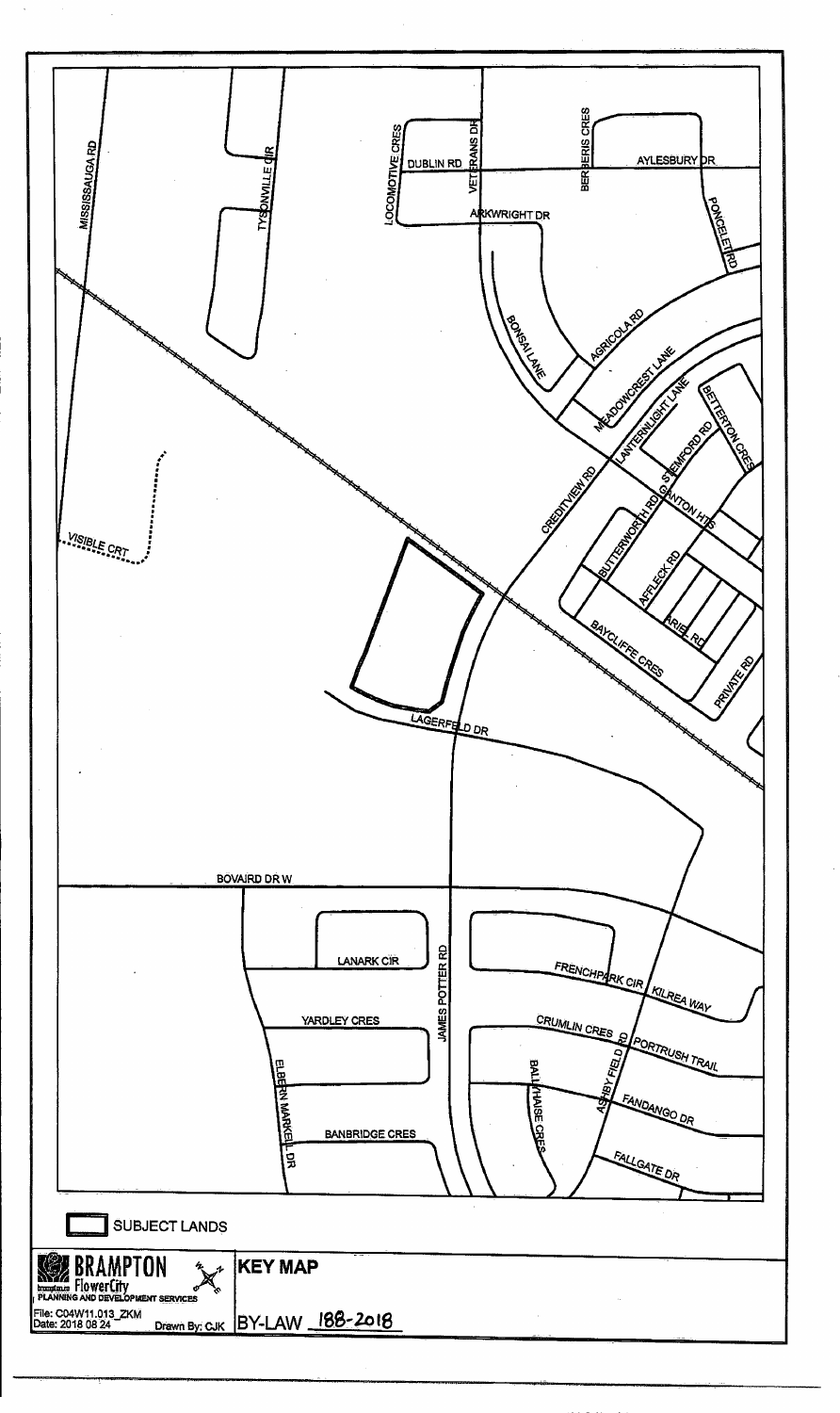MISSISSAUGA RD

TYSONVILLE CIR

LOCOMOTIVE CRES

DUBLIN RD

VETERANS DR

BERBERIS CRES

AYLESBURY DR

PONCELET RD

ARKWRIGHT DR

BONSAI LANE

AGRICOLA RD

MEADOWCREST LANE

LANTERNLIGHT LANE

BETTERTON CRES

STEMFORD RD

CANTON HTS

CREDITVIEW RD

BUTTERWORTH RD

AFFLECK RD

ARIEL RD

BAYCLIFFE CRES

PRIVATE RD

VISIBLE CRT

LAGERFELD DR

BOVAIRD DR W

LANARK CIR

JAMES POTTER RD

FRENCHPARK CIR

KILREA WAY

YARDLEY CRES

CRUMLIN CRES

PORTRUSH TRAIL

ASHBY FIELD RD

BALLYHAISE CRES

FANDANGO DR

ELBERN MARKELL DR

BANBRIDGE CRES

FALLGATE DR

SUBJECT LANDS

**BRAMPTON**
Flower City
PLANNING AND DEVELOPMENT SERVICES

**KEY MAP**

File: C04W11.013_ZKM
Date: 2018 08 24

Drawn By: CJK

BY-LAW 188-2018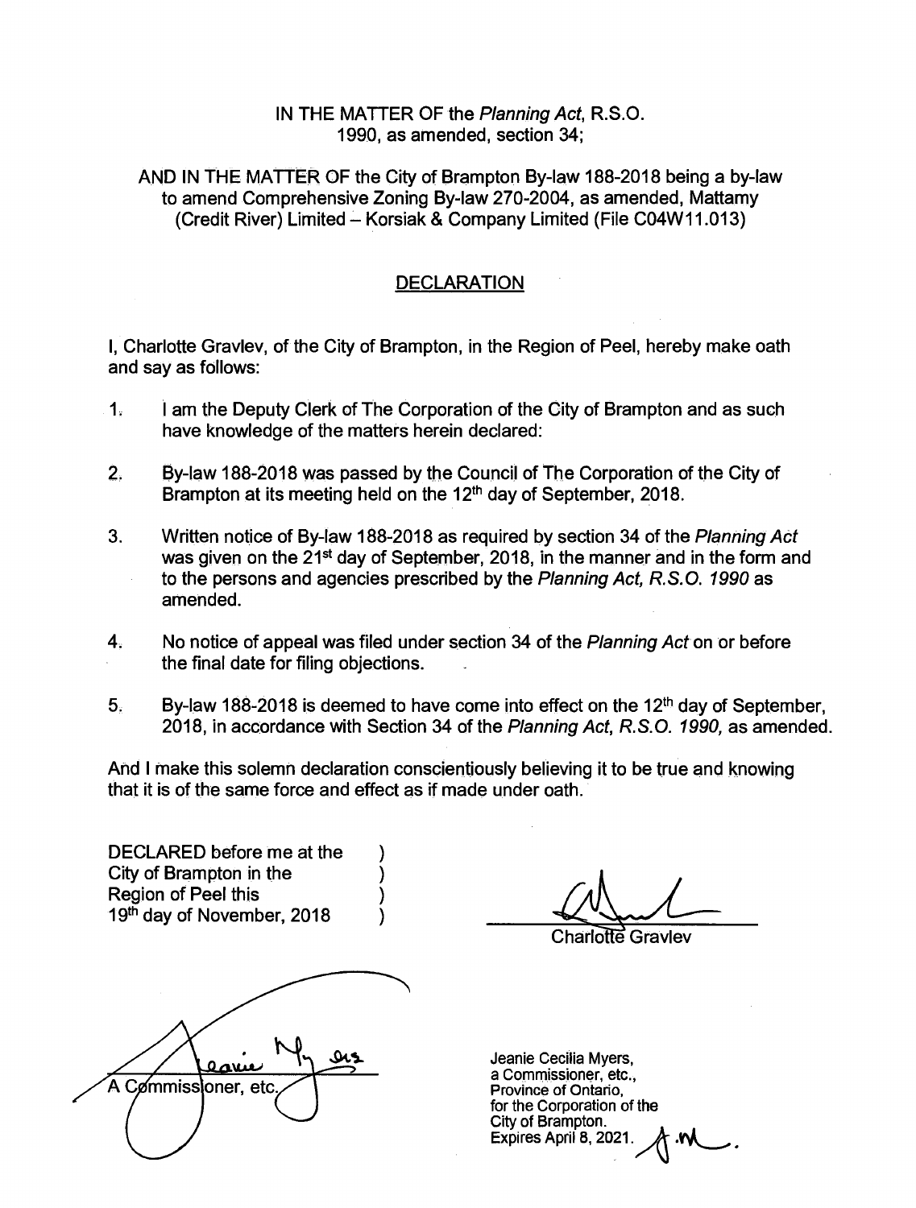IN THE MATTER OF the *Planning Act*, R.S.O. 1990, as amended, section 34;

AND IN THE MATTER OF the City of Brampton By-law 188-2018 being a by-law to amend Comprehensive Zoning By-law 270-2004, as amended, Mattamy (Credit River) Limited – Korsiak & Company Limited (File C04W11.013)

## DECLARATION

I, Charlotte Gravlev, of the City of Brampton, in the Region of Peel, hereby make oath and say as follows:

1. I am the Deputy Clerk of The Corporation of the City of Brampton and as such have knowledge of the matters herein declared:

2. By-law 188-2018 was passed by the Council of The Corporation of the City of Brampton at its meeting held on the 12th day of September, 2018.

3. Written notice of By-law 188-2018 as required by section 34 of the *Planning Act* was given on the 21st day of September, 2018, in the manner and in the form and to the persons and agencies prescribed by the *Planning Act, R.S.O. 1990* as amended.

4. No notice of appeal was filed under section 34 of the *Planning Act* on or before the final date for filing objections.

5. By-law 188-2018 is deemed to have come into effect on the 12th day of September, 2018, in accordance with Section 34 of the *Planning Act, R.S.O. 1990,* as amended.

And I make this solemn declaration conscientiously believing it to be true and knowing that it is of the same force and effect as if made under oath.

DECLARED before me at the City of Brampton in the Region of Peel this 19th day of November, 2018

Charlotte Gravlev

A Commissioner, etc.

Jeanie Cecilia Myers,
a Commissioner, etc.,
Province of Ontario,
for the Corporation of the
City of Brampton.
Expires April 8, 2021.